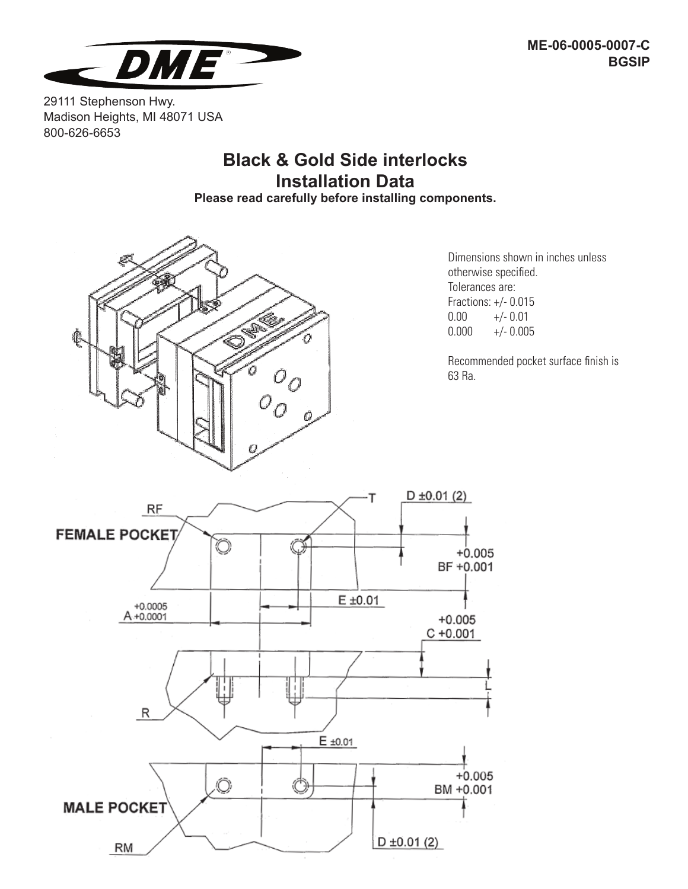DME

29111 Stephenson Hwy.
Madison Heights, MI 48071 USA
800-626-6653

ME-06-0005-0007-C
BGSIP

# Black & Gold Side interlocks Installation Data

**Please read carefully before installing components.**

Dimensions shown in inches unless otherwise specified.
Tolerances are:
Fractions: +/- 0.015
0.00 +/- 0.01
0.000 +/- 0.005

Recommended pocket surface finish is 63 Ra.

FEMALE POCKET

RF

T

D ±0.01 (2)

BF +0.005/+0.001

E ±0.01

A +0.0005/+0.0001

C +0.005/+0.001

L

R

E ±0.01

BM +0.005/+0.001

MALE POCKET

RM

D ±0.01 (2)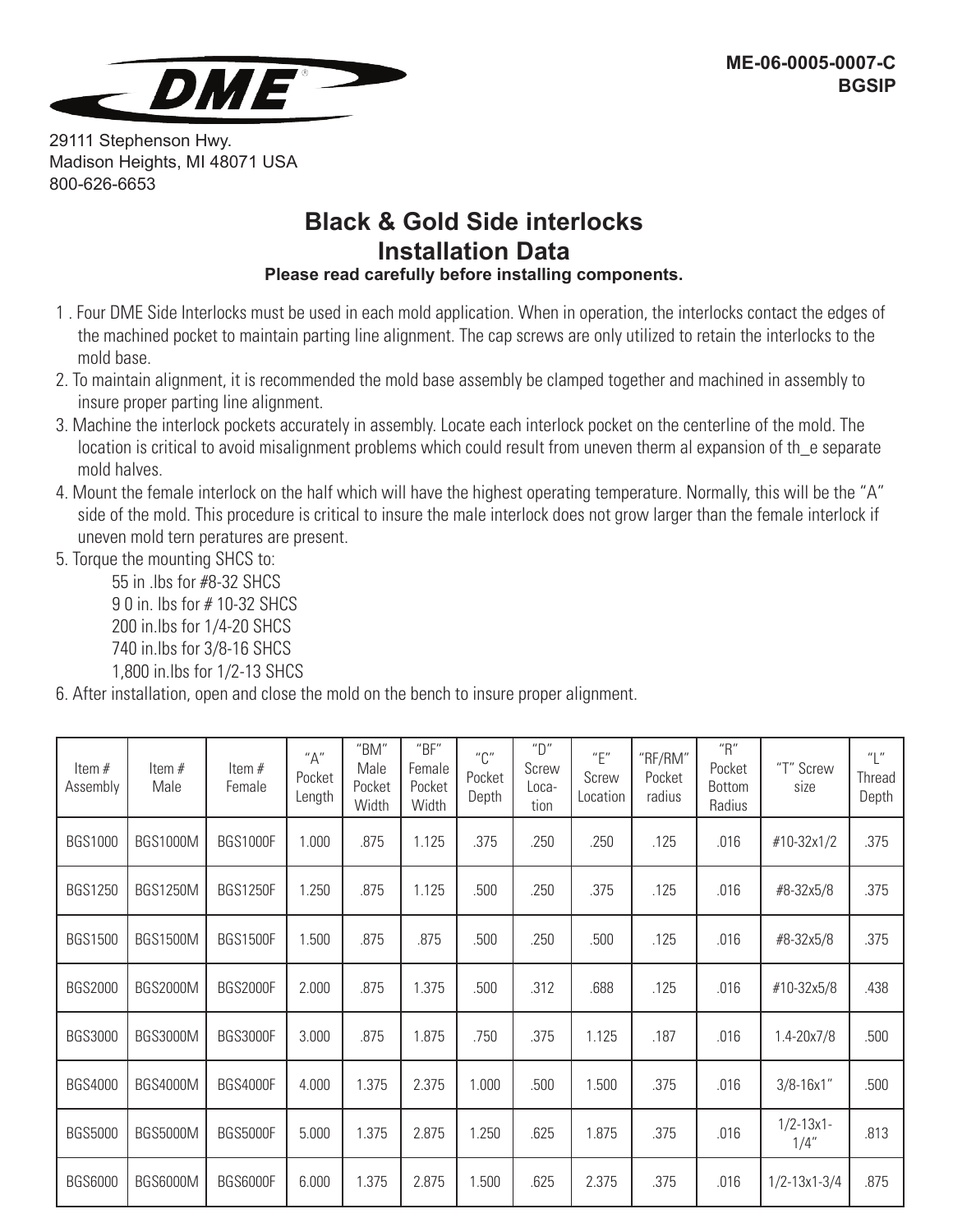**ME-06-0005-0007-C**
**BGSIP**

DME

29111 Stephenson Hwy.
Madison Heights, MI 48071 USA
800-626-6653

# Black & Gold Side interlocks
# Installation Data

**Please read carefully before installing components.**

1 . Four DME Side Interlocks must be used in each mold application. When in operation, the interlocks contact the edges of the machined pocket to maintain parting line alignment. The cap screws are only utilized to retain the interlocks to the mold base.
2. To maintain alignment, it is recommended the mold base assembly be clamped together and machined in assembly to insure proper parting line alignment.
3. Machine the interlock pockets accurately in assembly. Locate each interlock pocket on the centerline of the mold. The location is critical to avoid misalignment problems which could result from uneven therm al expansion of th_e separate mold halves.
4. Mount the female interlock on the half which will have the highest operating temperature. Normally, this will be the "A" side of the mold. This procedure is critical to insure the male interlock does not grow larger than the female interlock if uneven mold tern peratures are present.
5. Torque the mounting SHCS to:
   55 in .lbs for #8-32 SHCS
   9 0 in. lbs for # 10-32 SHCS
   200 in.lbs for 1/4-20 SHCS
   740 in.lbs for 3/8-16 SHCS
   1,800 in.lbs for 1/2-13 SHCS
6. After installation, open and close the mold on the bench to insure proper alignment.

| Item # Assembly | Item # Male | Item # Female | "A" Pocket Length | "BM" Male Pocket Width | "BF" Female Pocket Width | "C" Pocket Depth | "D" Screw Loca-tion | "E" Screw Location | "RF/RM" Pocket radius | "R" Pocket Bottom Radius | "T" Screw size | "L" Thread Depth |
|---|---|---|---|---|---|---|---|---|---|---|---|---|
| BGS1000 | BGS1000M | BGS1000F | 1.000 | .875 | 1.125 | .375 | .250 | .250 | .125 | .016 | #10-32x1/2 | .375 |
| BGS1250 | BGS1250M | BGS1250F | 1.250 | .875 | 1.125 | .500 | .250 | .375 | .125 | .016 | #8-32x5/8 | .375 |
| BGS1500 | BGS1500M | BGS1500F | 1.500 | .875 | .875 | .500 | .250 | .500 | .125 | .016 | #8-32x5/8 | .375 |
| BGS2000 | BGS2000M | BGS2000F | 2.000 | .875 | 1.375 | .500 | .312 | .688 | .125 | .016 | #10-32x5/8 | .438 |
| BGS3000 | BGS3000M | BGS3000F | 3.000 | .875 | 1.875 | .750 | .375 | 1.125 | .187 | .016 | 1.4-20x7/8 | .500 |
| BGS4000 | BGS4000M | BGS4000F | 4.000 | 1.375 | 2.375 | 1.000 | .500 | 1.500 | .375 | .016 | 3/8-16x1" | .500 |
| BGS5000 | BGS5000M | BGS5000F | 5.000 | 1.375 | 2.875 | 1.250 | .625 | 1.875 | .375 | .016 | 1/2-13x1-1/4" | .813 |
| BGS6000 | BGS6000M | BGS6000F | 6.000 | 1.375 | 2.875 | 1.500 | .625 | 2.375 | .375 | .016 | 1/2-13x1-3/4 | .875 |